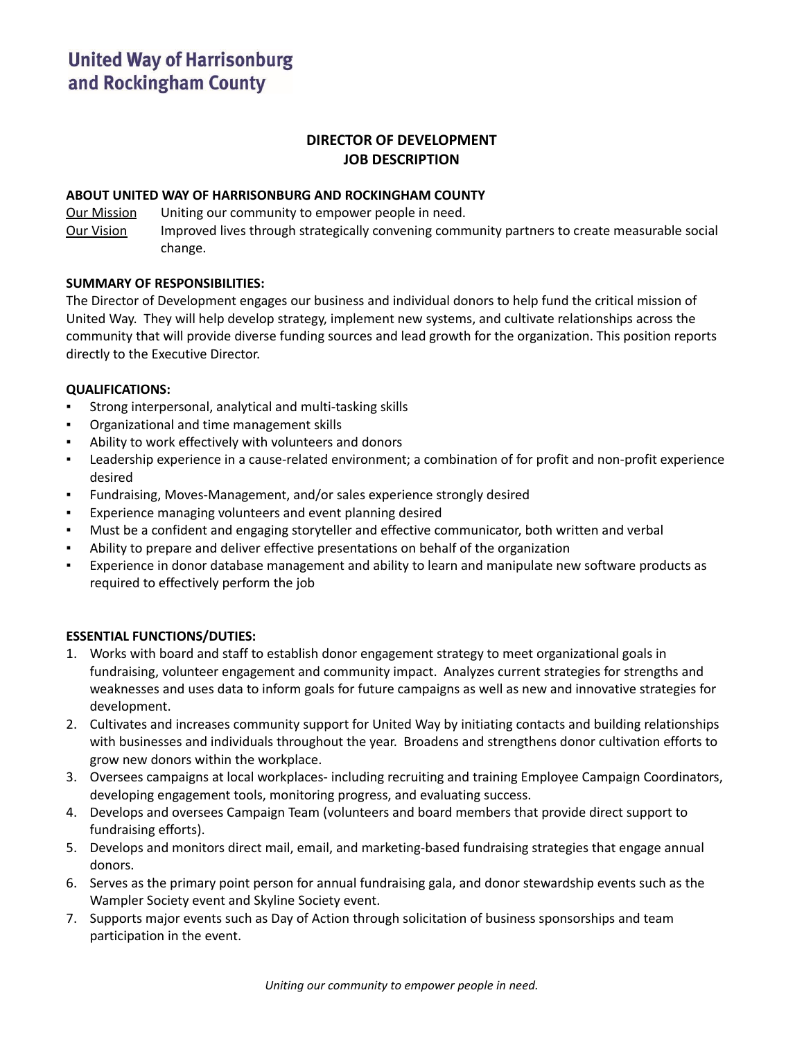**United Way of Harrisonburg and Rockingham County**

# DIRECTOR OF DEVELOPMENT JOB DESCRIPTION

## ABOUT UNITED WAY OF HARRISONBURG AND ROCKINGHAM COUNTY

Our Mission: Uniting our community to empower people in need.

Our Vision: Improved lives through strategically convening community partners to create measurable social change.

## SUMMARY OF RESPONSIBILITIES:

The Director of Development engages our business and individual donors to help fund the critical mission of United Way. They will help develop strategy, implement new systems, and cultivate relationships across the community that will provide diverse funding sources and lead growth for the organization. This position reports directly to the Executive Director.

## QUALIFICATIONS:

- Strong interpersonal, analytical and multi-tasking skills
- Organizational and time management skills
- Ability to work effectively with volunteers and donors
- Leadership experience in a cause-related environment; a combination of for profit and non-profit experience desired
- Fundraising, Moves-Management, and/or sales experience strongly desired
- Experience managing volunteers and event planning desired
- Must be a confident and engaging storyteller and effective communicator, both written and verbal
- Ability to prepare and deliver effective presentations on behalf of the organization
- Experience in donor database management and ability to learn and manipulate new software products as required to effectively perform the job

## ESSENTIAL FUNCTIONS/DUTIES:

1. Works with board and staff to establish donor engagement strategy to meet organizational goals in fundraising, volunteer engagement and community impact. Analyzes current strategies for strengths and weaknesses and uses data to inform goals for future campaigns as well as new and innovative strategies for development.
2. Cultivates and increases community support for United Way by initiating contacts and building relationships with businesses and individuals throughout the year. Broadens and strengthens donor cultivation efforts to grow new donors within the workplace.
3. Oversees campaigns at local workplaces- including recruiting and training Employee Campaign Coordinators, developing engagement tools, monitoring progress, and evaluating success.
4. Develops and oversees Campaign Team (volunteers and board members that provide direct support to fundraising efforts).
5. Develops and monitors direct mail, email, and marketing-based fundraising strategies that engage annual donors.
6. Serves as the primary point person for annual fundraising gala, and donor stewardship events such as the Wampler Society event and Skyline Society event.
7. Supports major events such as Day of Action through solicitation of business sponsorships and team participation in the event.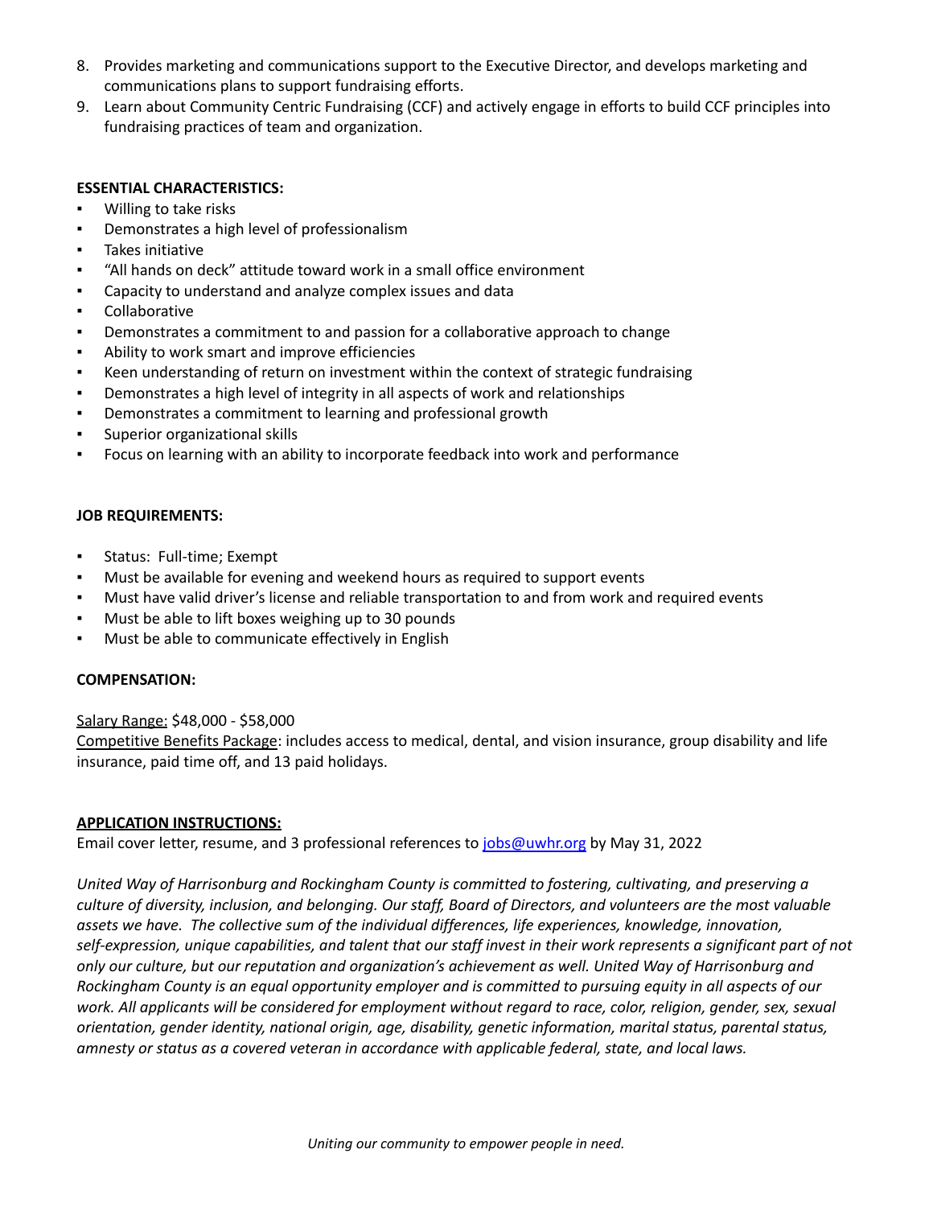8. Provides marketing and communications support to the Executive Director, and develops marketing and communications plans to support fundraising efforts.
9. Learn about Community Centric Fundraising (CCF) and actively engage in efforts to build CCF principles into fundraising practices of team and organization.

**ESSENTIAL CHARACTERISTICS:**

- Willing to take risks
- Demonstrates a high level of professionalism
- Takes initiative
- "All hands on deck" attitude toward work in a small office environment
- Capacity to understand and analyze complex issues and data
- Collaborative
- Demonstrates a commitment to and passion for a collaborative approach to change
- Ability to work smart and improve efficiencies
- Keen understanding of return on investment within the context of strategic fundraising
- Demonstrates a high level of integrity in all aspects of work and relationships
- Demonstrates a commitment to learning and professional growth
- Superior organizational skills
- Focus on learning with an ability to incorporate feedback into work and performance

**JOB REQUIREMENTS:**

- Status: Full-time; Exempt
- Must be available for evening and weekend hours as required to support events
- Must have valid driver's license and reliable transportation to and from work and required events
- Must be able to lift boxes weighing up to 30 pounds
- Must be able to communicate effectively in English

**COMPENSATION:**

Salary Range: $48,000 - $58,000
Competitive Benefits Package: includes access to medical, dental, and vision insurance, group disability and life insurance, paid time off, and 13 paid holidays.

**APPLICATION INSTRUCTIONS:**

Email cover letter, resume, and 3 professional references to jobs@uwhr.org by May 31, 2022

*United Way of Harrisonburg and Rockingham County is committed to fostering, cultivating, and preserving a culture of diversity, inclusion, and belonging. Our staff, Board of Directors, and volunteers are the most valuable assets we have. The collective sum of the individual differences, life experiences, knowledge, innovation, self-expression, unique capabilities, and talent that our staff invest in their work represents a significant part of not only our culture, but our reputation and organization's achievement as well. United Way of Harrisonburg and Rockingham County is an equal opportunity employer and is committed to pursuing equity in all aspects of our work. All applicants will be considered for employment without regard to race, color, religion, gender, sex, sexual orientation, gender identity, national origin, age, disability, genetic information, marital status, parental status, amnesty or status as a covered veteran in accordance with applicable federal, state, and local laws.*

*Uniting our community to empower people in need.*